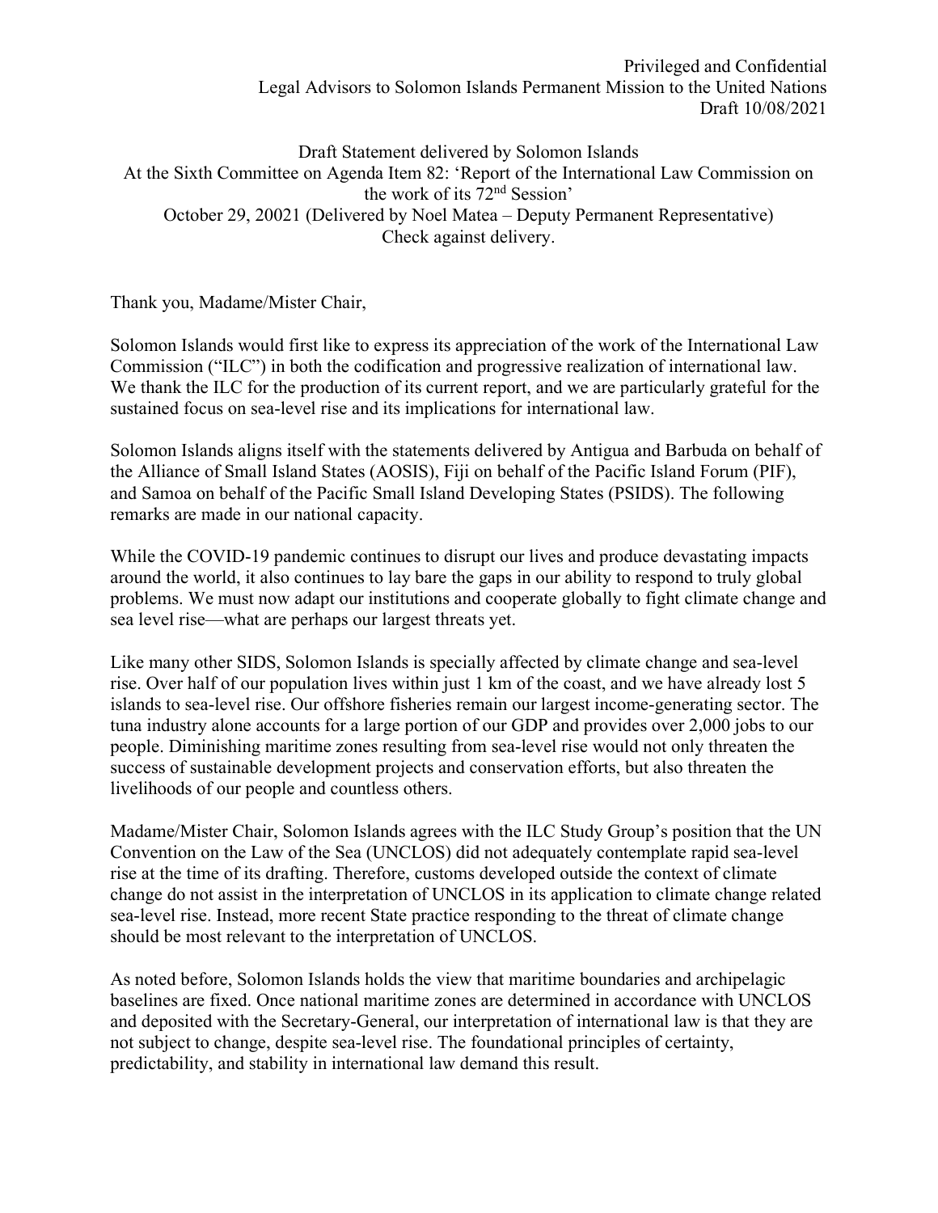Privileged and Confidential
Legal Advisors to Solomon Islands Permanent Mission to the United Nations
Draft 10/08/2021

Draft Statement delivered by Solomon Islands
At the Sixth Committee on Agenda Item 82: 'Report of the International Law Commission on the work of its 72nd Session'
October 29, 20021 (Delivered by Noel Matea – Deputy Permanent Representative)
Check against delivery.

Thank you, Madame/Mister Chair,

Solomon Islands would first like to express its appreciation of the work of the International Law Commission ("ILC") in both the codification and progressive realization of international law. We thank the ILC for the production of its current report, and we are particularly grateful for the sustained focus on sea-level rise and its implications for international law.

Solomon Islands aligns itself with the statements delivered by Antigua and Barbuda on behalf of the Alliance of Small Island States (AOSIS), Fiji on behalf of the Pacific Island Forum (PIF), and Samoa on behalf of the Pacific Small Island Developing States (PSIDS). The following remarks are made in our national capacity.

While the COVID-19 pandemic continues to disrupt our lives and produce devastating impacts around the world, it also continues to lay bare the gaps in our ability to respond to truly global problems. We must now adapt our institutions and cooperate globally to fight climate change and sea level rise—what are perhaps our largest threats yet.

Like many other SIDS, Solomon Islands is specially affected by climate change and sea-level rise. Over half of our population lives within just 1 km of the coast, and we have already lost 5 islands to sea-level rise. Our offshore fisheries remain our largest income-generating sector. The tuna industry alone accounts for a large portion of our GDP and provides over 2,000 jobs to our people. Diminishing maritime zones resulting from sea-level rise would not only threaten the success of sustainable development projects and conservation efforts, but also threaten the livelihoods of our people and countless others.

Madame/Mister Chair, Solomon Islands agrees with the ILC Study Group's position that the UN Convention on the Law of the Sea (UNCLOS) did not adequately contemplate rapid sea-level rise at the time of its drafting. Therefore, customs developed outside the context of climate change do not assist in the interpretation of UNCLOS in its application to climate change related sea-level rise. Instead, more recent State practice responding to the threat of climate change should be most relevant to the interpretation of UNCLOS.

As noted before, Solomon Islands holds the view that maritime boundaries and archipelagic baselines are fixed. Once national maritime zones are determined in accordance with UNCLOS and deposited with the Secretary-General, our interpretation of international law is that they are not subject to change, despite sea-level rise. The foundational principles of certainty, predictability, and stability in international law demand this result.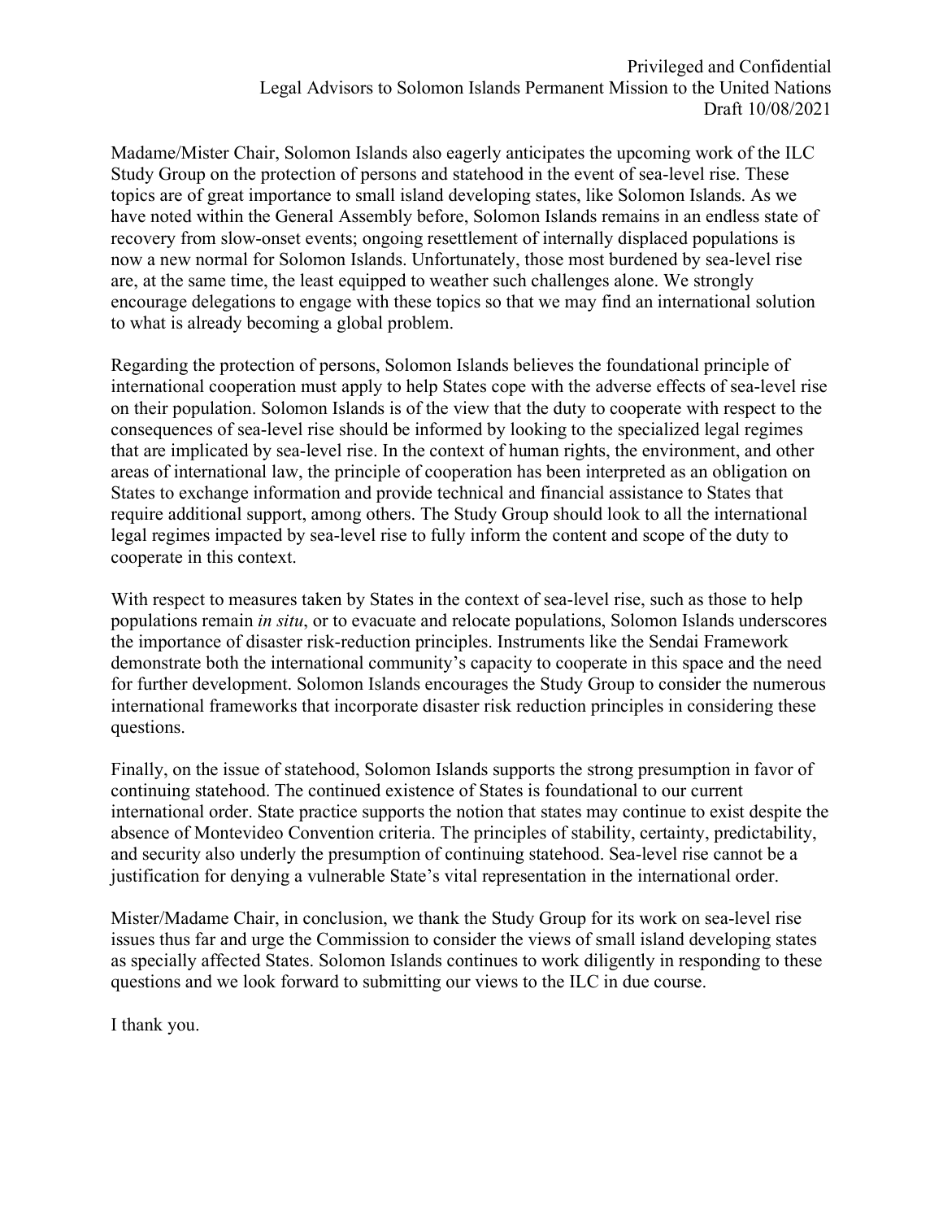Madame/Mister Chair, Solomon Islands also eagerly anticipates the upcoming work of the ILC Study Group on the protection of persons and statehood in the event of sea-level rise. These topics are of great importance to small island developing states, like Solomon Islands. As we have noted within the General Assembly before, Solomon Islands remains in an endless state of recovery from slow-onset events; ongoing resettlement of internally displaced populations is now a new normal for Solomon Islands. Unfortunately, those most burdened by sea-level rise are, at the same time, the least equipped to weather such challenges alone. We strongly encourage delegations to engage with these topics so that we may find an international solution to what is already becoming a global problem.

Regarding the protection of persons, Solomon Islands believes the foundational principle of international cooperation must apply to help States cope with the adverse effects of sea-level rise on their population. Solomon Islands is of the view that the duty to cooperate with respect to the consequences of sea-level rise should be informed by looking to the specialized legal regimes that are implicated by sea-level rise. In the context of human rights, the environment, and other areas of international law, the principle of cooperation has been interpreted as an obligation on States to exchange information and provide technical and financial assistance to States that require additional support, among others. The Study Group should look to all the international legal regimes impacted by sea-level rise to fully inform the content and scope of the duty to cooperate in this context.

With respect to measures taken by States in the context of sea-level rise, such as those to help populations remain *in situ*, or to evacuate and relocate populations, Solomon Islands underscores the importance of disaster risk-reduction principles. Instruments like the Sendai Framework demonstrate both the international community's capacity to cooperate in this space and the need for further development. Solomon Islands encourages the Study Group to consider the numerous international frameworks that incorporate disaster risk reduction principles in considering these questions.

Finally, on the issue of statehood, Solomon Islands supports the strong presumption in favor of continuing statehood. The continued existence of States is foundational to our current international order. State practice supports the notion that states may continue to exist despite the absence of Montevideo Convention criteria. The principles of stability, certainty, predictability, and security also underly the presumption of continuing statehood. Sea-level rise cannot be a justification for denying a vulnerable State's vital representation in the international order.

Mister/Madame Chair, in conclusion, we thank the Study Group for its work on sea-level rise issues thus far and urge the Commission to consider the views of small island developing states as specially affected States. Solomon Islands continues to work diligently in responding to these questions and we look forward to submitting our views to the ILC in due course.

I thank you.